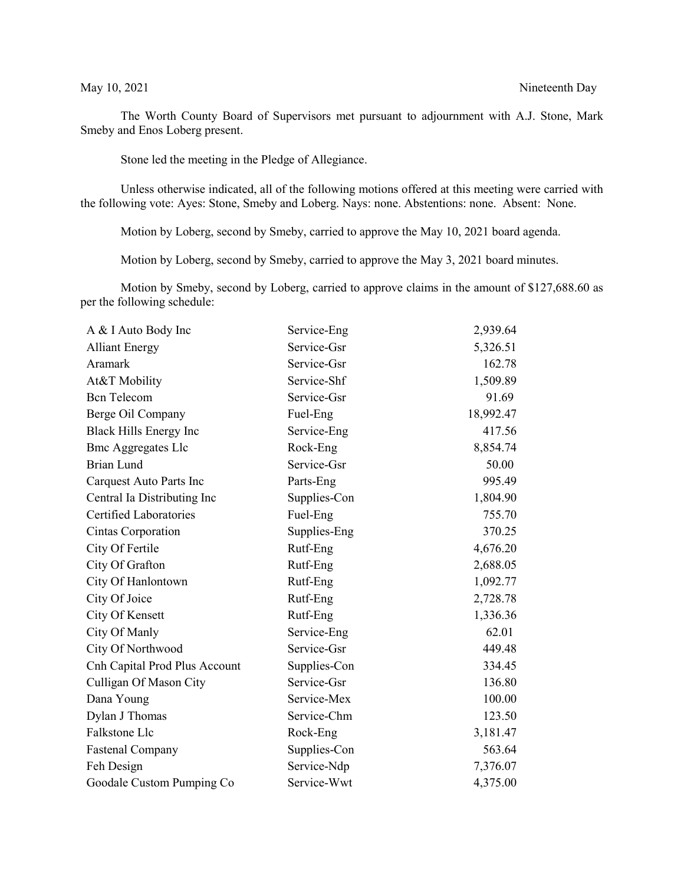May 10, 2021 Nineteenth Day

The Worth County Board of Supervisors met pursuant to adjournment with A.J. Stone, Mark Smeby and Enos Loberg present.

Stone led the meeting in the Pledge of Allegiance.

Unless otherwise indicated, all of the following motions offered at this meeting were carried with the following vote: Ayes: Stone, Smeby and Loberg. Nays: none. Abstentions: none. Absent: None.

Motion by Loberg, second by Smeby, carried to approve the May 10, 2021 board agenda.

Motion by Loberg, second by Smeby, carried to approve the May 3, 2021 board minutes.

Motion by Smeby, second by Loberg, carried to approve claims in the amount of $127,688.60 as per the following schedule:

| | | |
|---|---|---|
| A & I Auto Body Inc | Service-Eng | 2,939.64 |
| Alliant Energy | Service-Gsr | 5,326.51 |
| Aramark | Service-Gsr | 162.78 |
| At&T Mobility | Service-Shf | 1,509.89 |
| Bcn Telecom | Service-Gsr | 91.69 |
| Berge Oil Company | Fuel-Eng | 18,992.47 |
| Black Hills Energy Inc | Service-Eng | 417.56 |
| Bmc Aggregates Llc | Rock-Eng | 8,854.74 |
| Brian Lund | Service-Gsr | 50.00 |
| Carquest Auto Parts Inc | Parts-Eng | 995.49 |
| Central Ia Distributing Inc | Supplies-Con | 1,804.90 |
| Certified Laboratories | Fuel-Eng | 755.70 |
| Cintas Corporation | Supplies-Eng | 370.25 |
| City Of Fertile | Rutf-Eng | 4,676.20 |
| City Of Grafton | Rutf-Eng | 2,688.05 |
| City Of Hanlontown | Rutf-Eng | 1,092.77 |
| City Of Joice | Rutf-Eng | 2,728.78 |
| City Of Kensett | Rutf-Eng | 1,336.36 |
| City Of Manly | Service-Eng | 62.01 |
| City Of Northwood | Service-Gsr | 449.48 |
| Cnh Capital Prod Plus Account | Supplies-Con | 334.45 |
| Culligan Of Mason City | Service-Gsr | 136.80 |
| Dana Young | Service-Mex | 100.00 |
| Dylan J Thomas | Service-Chm | 123.50 |
| Falkstone Llc | Rock-Eng | 3,181.47 |
| Fastenal Company | Supplies-Con | 563.64 |
| Feh Design | Service-Ndp | 7,376.07 |
| Goodale Custom Pumping Co | Service-Wwt | 4,375.00 |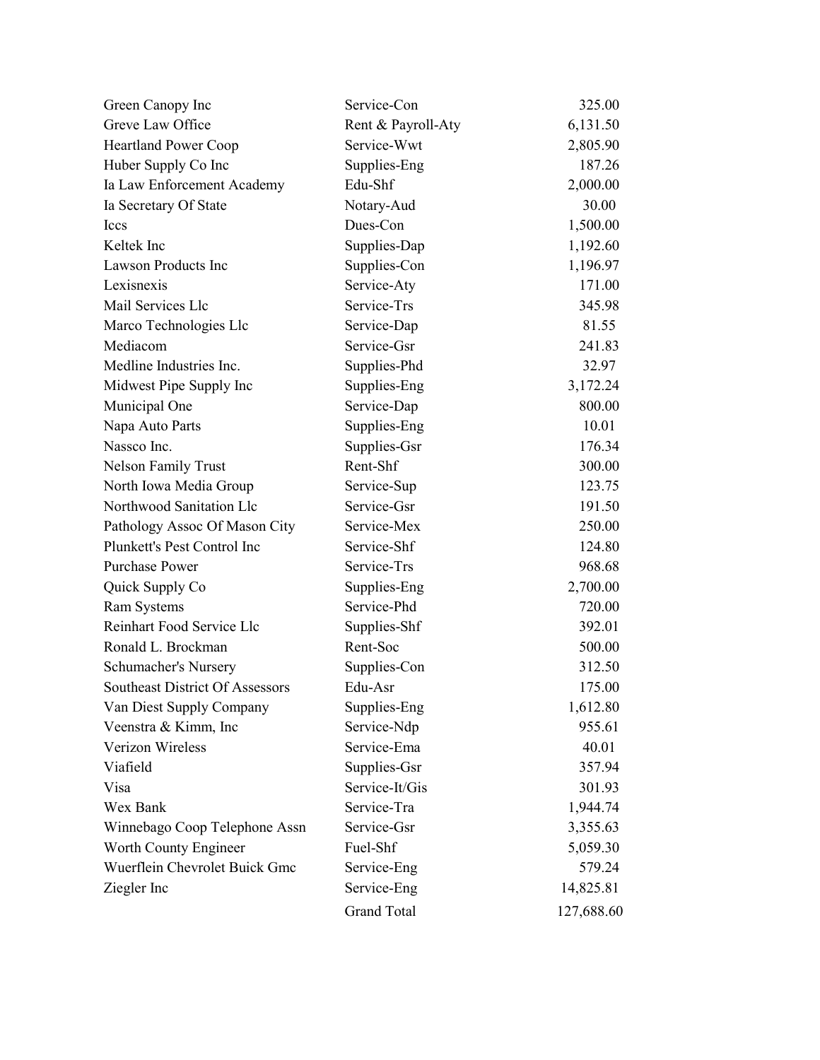| | | |
|---|---|---|
| Green Canopy Inc | Service-Con | 325.00 |
| Greve Law Office | Rent & Payroll-Aty | 6,131.50 |
| Heartland Power Coop | Service-Wwt | 2,805.90 |
| Huber Supply Co Inc | Supplies-Eng | 187.26 |
| Ia Law Enforcement Academy | Edu-Shf | 2,000.00 |
| Ia Secretary Of State | Notary-Aud | 30.00 |
| Iccs | Dues-Con | 1,500.00 |
| Keltek Inc | Supplies-Dap | 1,192.60 |
| Lawson Products Inc | Supplies-Con | 1,196.97 |
| Lexisnexis | Service-Aty | 171.00 |
| Mail Services Llc | Service-Trs | 345.98 |
| Marco Technologies Llc | Service-Dap | 81.55 |
| Mediacom | Service-Gsr | 241.83 |
| Medline Industries Inc. | Supplies-Phd | 32.97 |
| Midwest Pipe Supply Inc | Supplies-Eng | 3,172.24 |
| Municipal One | Service-Dap | 800.00 |
| Napa Auto Parts | Supplies-Eng | 10.01 |
| Nassco Inc. | Supplies-Gsr | 176.34 |
| Nelson Family Trust | Rent-Shf | 300.00 |
| North Iowa Media Group | Service-Sup | 123.75 |
| Northwood Sanitation Llc | Service-Gsr | 191.50 |
| Pathology Assoc Of Mason City | Service-Mex | 250.00 |
| Plunkett's Pest Control Inc | Service-Shf | 124.80 |
| Purchase Power | Service-Trs | 968.68 |
| Quick Supply Co | Supplies-Eng | 2,700.00 |
| Ram Systems | Service-Phd | 720.00 |
| Reinhart Food Service Llc | Supplies-Shf | 392.01 |
| Ronald L. Brockman | Rent-Soc | 500.00 |
| Schumacher's Nursery | Supplies-Con | 312.50 |
| Southeast District Of Assessors | Edu-Asr | 175.00 |
| Van Diest Supply Company | Supplies-Eng | 1,612.80 |
| Veenstra & Kimm, Inc | Service-Ndp | 955.61 |
| Verizon Wireless | Service-Ema | 40.01 |
| Viafield | Supplies-Gsr | 357.94 |
| Visa | Service-It/Gis | 301.93 |
| Wex Bank | Service-Tra | 1,944.74 |
| Winnebago Coop Telephone Assn | Service-Gsr | 3,355.63 |
| Worth County Engineer | Fuel-Shf | 5,059.30 |
| Wuerflein Chevrolet Buick Gmc | Service-Eng | 579.24 |
| Ziegler Inc | Service-Eng | 14,825.81 |
| | Grand Total | 127,688.60 |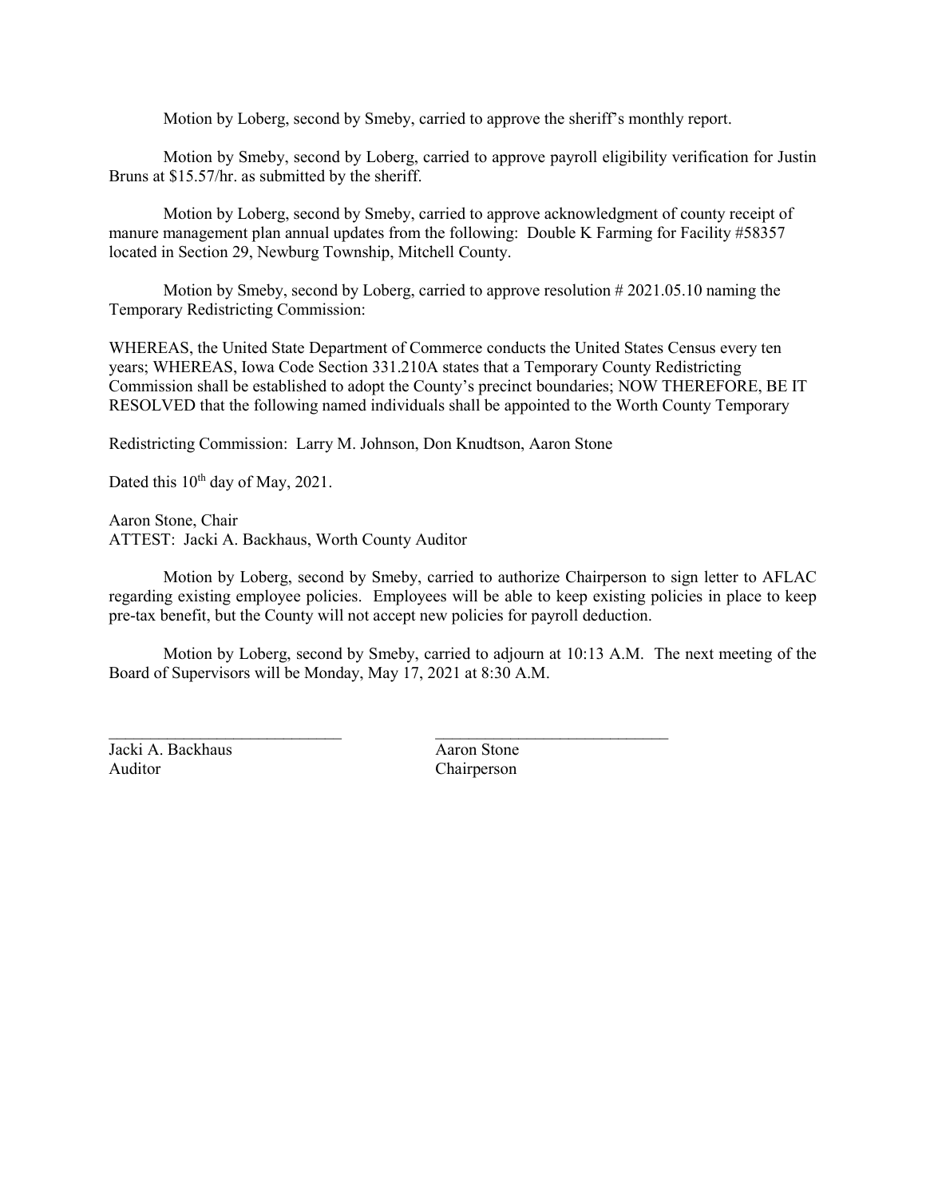Motion by Loberg, second by Smeby, carried to approve the sheriff's monthly report.

Motion by Smeby, second by Loberg, carried to approve payroll eligibility verification for Justin Bruns at $15.57/hr. as submitted by the sheriff.

Motion by Loberg, second by Smeby, carried to approve acknowledgment of county receipt of manure management plan annual updates from the following: Double K Farming for Facility #58357 located in Section 29, Newburg Township, Mitchell County.

Motion by Smeby, second by Loberg, carried to approve resolution # 2021.05.10 naming the Temporary Redistricting Commission:

WHEREAS, the United State Department of Commerce conducts the United States Census every ten years; WHEREAS, Iowa Code Section 331.210A states that a Temporary County Redistricting Commission shall be established to adopt the County's precinct boundaries; NOW THEREFORE, BE IT RESOLVED that the following named individuals shall be appointed to the Worth County Temporary

Redistricting Commission: Larry M. Johnson, Don Knudtson, Aaron Stone

Dated this 10th day of May, 2021.

Aaron Stone, Chair
ATTEST: Jacki A. Backhaus, Worth County Auditor

Motion by Loberg, second by Smeby, carried to authorize Chairperson to sign letter to AFLAC regarding existing employee policies. Employees will be able to keep existing policies in place to keep pre-tax benefit, but the County will not accept new policies for payroll deduction.

Motion by Loberg, second by Smeby, carried to adjourn at 10:13 A.M. The next meeting of the Board of Supervisors will be Monday, May 17, 2021 at 8:30 A.M.

| | |
|---|---|
| \_\_\_\_\_\_\_\_\_\_\_\_\_\_\_\_\_\_\_\_\_\_\_\_\_\_\_\_ | \_\_\_\_\_\_\_\_\_\_\_\_\_\_\_\_\_\_\_\_\_\_\_\_\_\_\_\_ |
| Jacki A. Backhaus | Aaron Stone |
| Auditor | Chairperson |